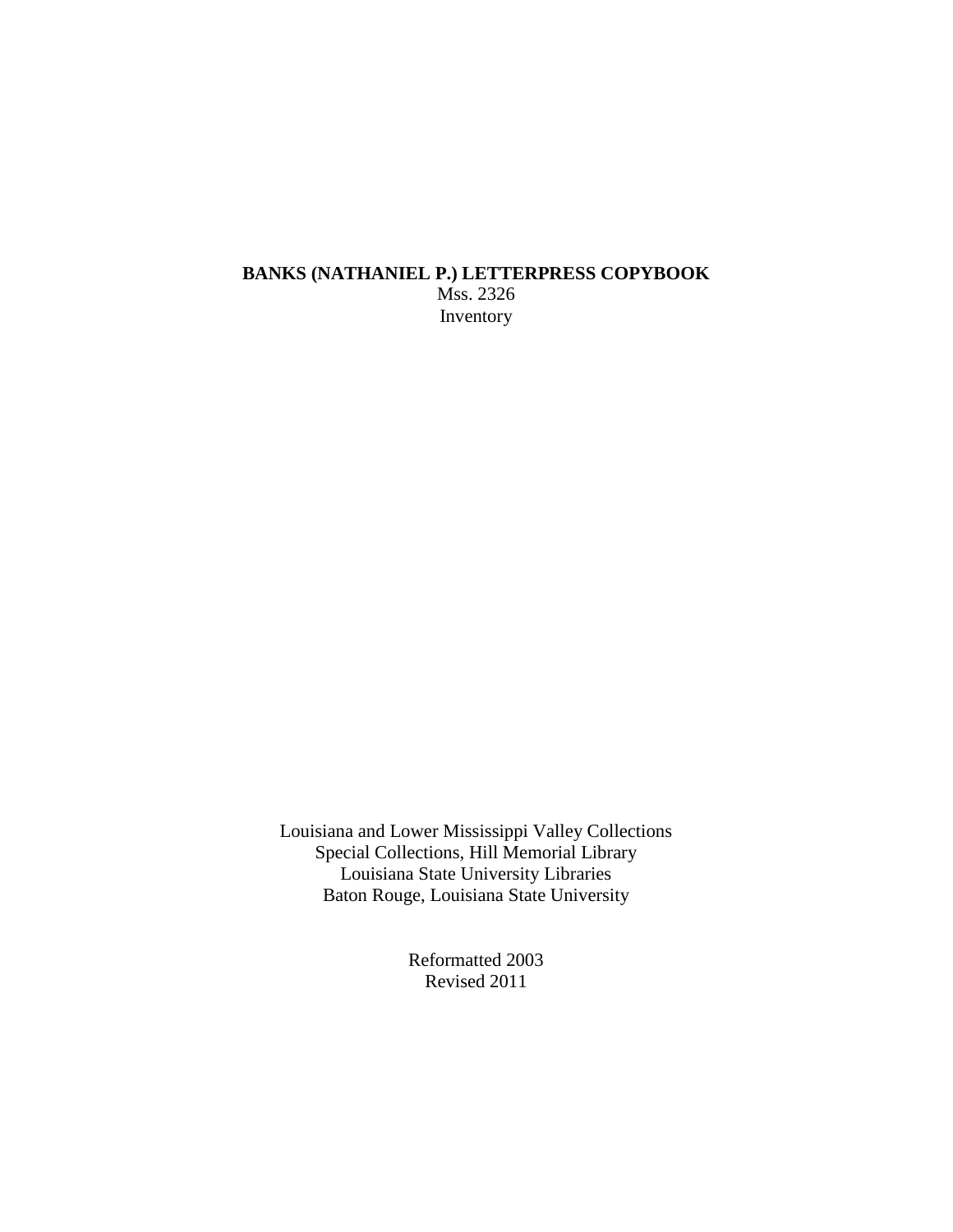# BANKS (NATHANIEL P.) LETTERPRESS COPYBOOK

Mss. 2326

Inventory

Louisiana and Lower Mississippi Valley Collections

Special Collections, Hill Memorial Library

Louisiana State University Libraries

Baton Rouge, Louisiana State University

Reformatted 2003

Revised 2011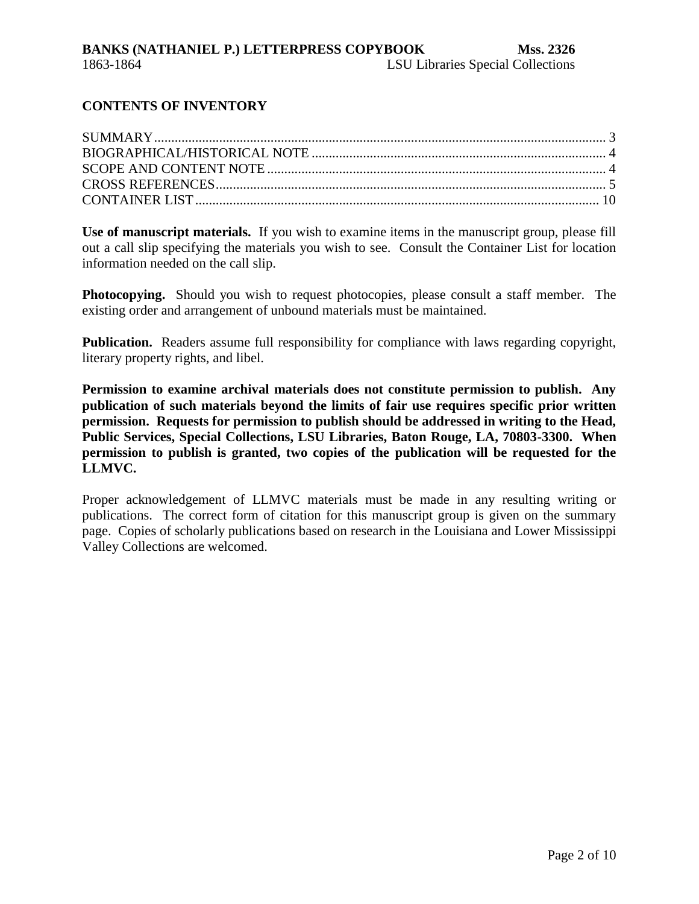## CONTENTS OF INVENTORY

SUMMARY .................................................................................................................. 3
BIOGRAPHICAL/HISTORICAL NOTE ..................................................................................... 4
SCOPE AND CONTENT NOTE .................................................................................................. 4
CROSS REFERENCES ................................................................................................................ 5
CONTAINER LIST .................................................................................................................... 10

**Use of manuscript materials.** If you wish to examine items in the manuscript group, please fill out a call slip specifying the materials you wish to see. Consult the Container List for location information needed on the call slip.

**Photocopying.** Should you wish to request photocopies, please consult a staff member. The existing order and arrangement of unbound materials must be maintained.

**Publication.** Readers assume full responsibility for compliance with laws regarding copyright, literary property rights, and libel.

**Permission to examine archival materials does not constitute permission to publish. Any publication of such materials beyond the limits of fair use requires specific prior written permission. Requests for permission to publish should be addressed in writing to the Head, Public Services, Special Collections, LSU Libraries, Baton Rouge, LA, 70803-3300. When permission to publish is granted, two copies of the publication will be requested for the LLMVC.**

Proper acknowledgement of LLMVC materials must be made in any resulting writing or publications. The correct form of citation for this manuscript group is given on the summary page. Copies of scholarly publications based on research in the Louisiana and Lower Mississippi Valley Collections are welcomed.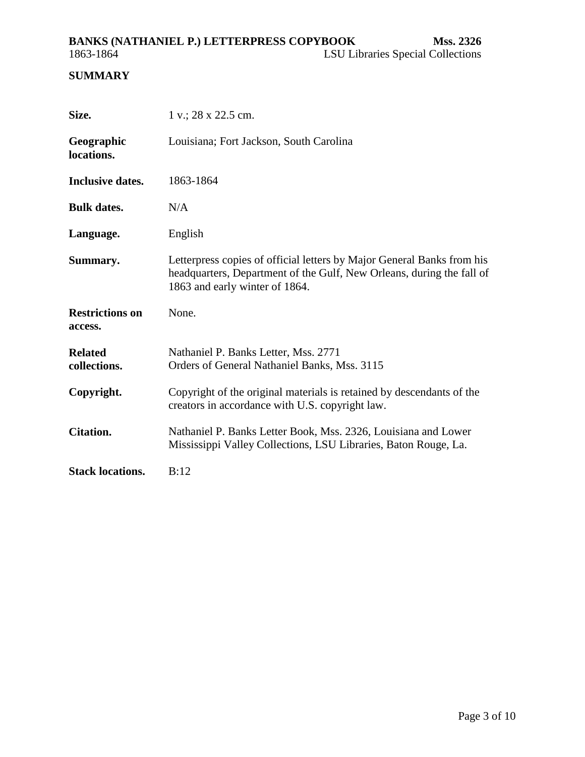## SUMMARY

| | |
|---|---|
| **Size.** | 1 v.; 28 x 22.5 cm. |
| **Geographic locations.** | Louisiana; Fort Jackson, South Carolina |
| **Inclusive dates.** | 1863-1864 |
| **Bulk dates.** | N/A |
| **Language.** | English |
| **Summary.** | Letterpress copies of official letters by Major General Banks from his headquarters, Department of the Gulf, New Orleans, during the fall of 1863 and early winter of 1864. |
| **Restrictions on access.** | None. |
| **Related collections.** | Nathaniel P. Banks Letter, Mss. 2771<br>Orders of General Nathaniel Banks, Mss. 3115 |
| **Copyright.** | Copyright of the original materials is retained by descendants of the creators in accordance with U.S. copyright law. |
| **Citation.** | Nathaniel P. Banks Letter Book, Mss. 2326, Louisiana and Lower Mississippi Valley Collections, LSU Libraries, Baton Rouge, La. |
| **Stack locations.** | B:12 |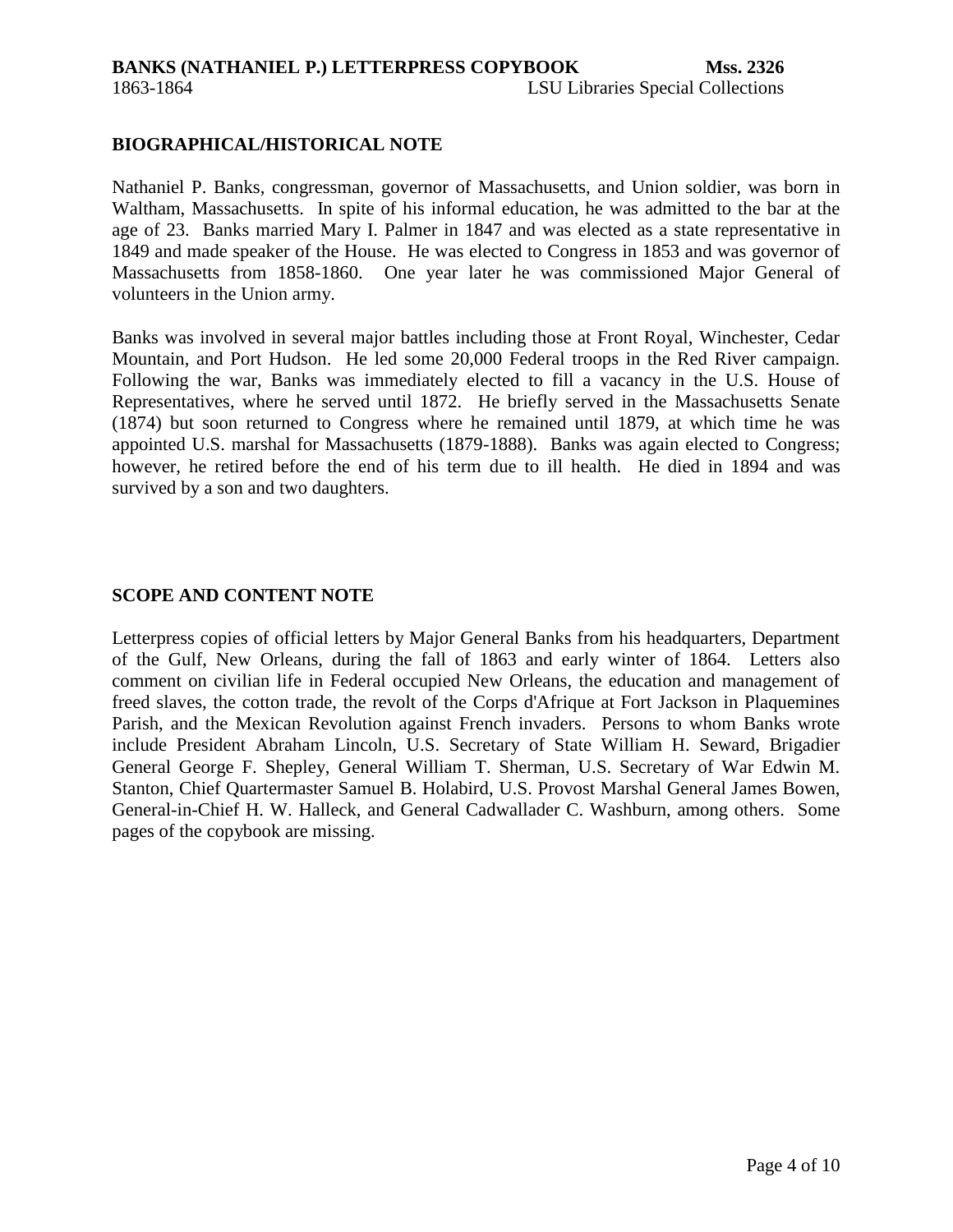## BIOGRAPHICAL/HISTORICAL NOTE

Nathaniel P. Banks, congressman, governor of Massachusetts, and Union soldier, was born in Waltham, Massachusetts. In spite of his informal education, he was admitted to the bar at the age of 23. Banks married Mary I. Palmer in 1847 and was elected as a state representative in 1849 and made speaker of the House. He was elected to Congress in 1853 and was governor of Massachusetts from 1858-1860. One year later he was commissioned Major General of volunteers in the Union army.

Banks was involved in several major battles including those at Front Royal, Winchester, Cedar Mountain, and Port Hudson. He led some 20,000 Federal troops in the Red River campaign. Following the war, Banks was immediately elected to fill a vacancy in the U.S. House of Representatives, where he served until 1872. He briefly served in the Massachusetts Senate (1874) but soon returned to Congress where he remained until 1879, at which time he was appointed U.S. marshal for Massachusetts (1879-1888). Banks was again elected to Congress; however, he retired before the end of his term due to ill health. He died in 1894 and was survived by a son and two daughters.

## SCOPE AND CONTENT NOTE

Letterpress copies of official letters by Major General Banks from his headquarters, Department of the Gulf, New Orleans, during the fall of 1863 and early winter of 1864. Letters also comment on civilian life in Federal occupied New Orleans, the education and management of freed slaves, the cotton trade, the revolt of the Corps d'Afrique at Fort Jackson in Plaquemines Parish, and the Mexican Revolution against French invaders. Persons to whom Banks wrote include President Abraham Lincoln, U.S. Secretary of State William H. Seward, Brigadier General George F. Shepley, General William T. Sherman, U.S. Secretary of War Edwin M. Stanton, Chief Quartermaster Samuel B. Holabird, U.S. Provost Marshal General James Bowen, General-in-Chief H. W. Halleck, and General Cadwallader C. Washburn, among others. Some pages of the copybook are missing.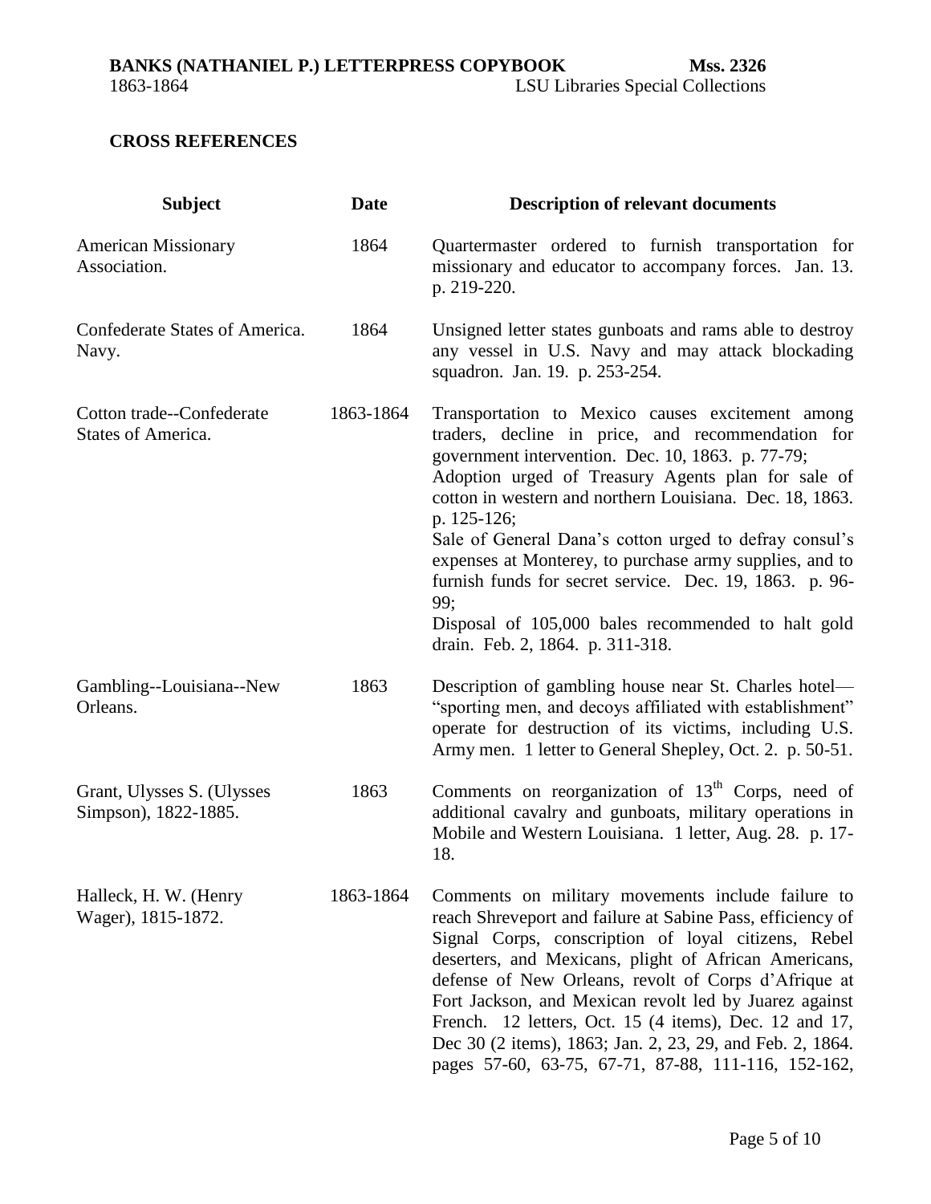## CROSS REFERENCES

| Subject | Date | Description of relevant documents |
|---|---|---|
| American Missionary Association. | 1864 | Quartermaster ordered to furnish transportation for missionary and educator to accompany forces. Jan. 13. p. 219-220. |
| Confederate States of America. Navy. | 1864 | Unsigned letter states gunboats and rams able to destroy any vessel in U.S. Navy and may attack blockading squadron. Jan. 19. p. 253-254. |
| Cotton trade--Confederate States of America. | 1863-1864 | Transportation to Mexico causes excitement among traders, decline in price, and recommendation for government intervention. Dec. 10, 1863. p. 77-79; Adoption urged of Treasury Agents plan for sale of cotton in western and northern Louisiana. Dec. 18, 1863. p. 125-126; Sale of General Dana's cotton urged to defray consul's expenses at Monterey, to purchase army supplies, and to furnish funds for secret service. Dec. 19, 1863. p. 96-99; Disposal of 105,000 bales recommended to halt gold drain. Feb. 2, 1864. p. 311-318. |
| Gambling--Louisiana--New Orleans. | 1863 | Description of gambling house near St. Charles hotel—"sporting men, and decoys affiliated with establishment" operate for destruction of its victims, including U.S. Army men. 1 letter to General Shepley, Oct. 2. p. 50-51. |
| Grant, Ulysses S. (Ulysses Simpson), 1822-1885. | 1863 | Comments on reorganization of 13th Corps, need of additional cavalry and gunboats, military operations in Mobile and Western Louisiana. 1 letter, Aug. 28. p. 17-18. |
| Halleck, H. W. (Henry Wager), 1815-1872. | 1863-1864 | Comments on military movements include failure to reach Shreveport and failure at Sabine Pass, efficiency of Signal Corps, conscription of loyal citizens, Rebel deserters, and Mexicans, plight of African Americans, defense of New Orleans, revolt of Corps d'Afrique at Fort Jackson, and Mexican revolt led by Juarez against French. 12 letters, Oct. 15 (4 items), Dec. 12 and 17, Dec 30 (2 items), 1863; Jan. 2, 23, 29, and Feb. 2, 1864. pages 57-60, 63-75, 67-71, 87-88, 111-116, 152-162, |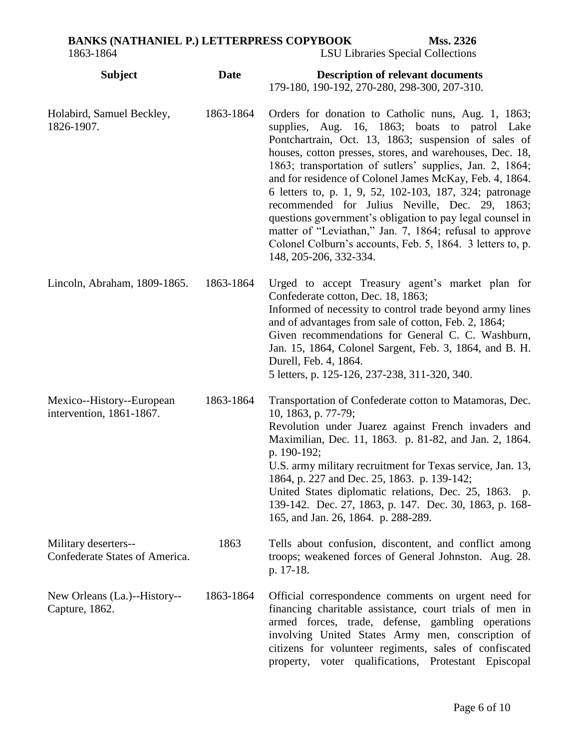| Subject | Date | Description of relevant documents |
|---|---|---|
| | | 179-180, 190-192, 270-280, 298-300, 207-310. |
| Holabird, Samuel Beckley, 1826-1907. | 1863-1864 | Orders for donation to Catholic nuns, Aug. 1, 1863; supplies, Aug. 16, 1863; boats to patrol Lake Pontchartrain, Oct. 13, 1863; suspension of sales of houses, cotton presses, stores, and warehouses, Dec. 18, 1863; transportation of sutlers' supplies, Jan. 2, 1864; and for residence of Colonel James McKay, Feb. 4, 1864. 6 letters to, p. 1, 9, 52, 102-103, 187, 324; patronage recommended for Julius Neville, Dec. 29, 1863; questions government's obligation to pay legal counsel in matter of "Leviathan," Jan. 7, 1864; refusal to approve Colonel Colburn's accounts, Feb. 5, 1864. 3 letters to, p. 148, 205-206, 332-334. |
| Lincoln, Abraham, 1809-1865. | 1863-1864 | Urged to accept Treasury agent's market plan for Confederate cotton, Dec. 18, 1863;<br>Informed of necessity to control trade beyond army lines and of advantages from sale of cotton, Feb. 2, 1864;<br>Given recommendations for General C. C. Washburn, Jan. 15, 1864, Colonel Sargent, Feb. 3, 1864, and B. H. Durell, Feb. 4, 1864.<br>5 letters, p. 125-126, 237-238, 311-320, 340. |
| Mexico--History--European intervention, 1861-1867. | 1863-1864 | Transportation of Confederate cotton to Matamoras, Dec. 10, 1863, p. 77-79;<br>Revolution under Juarez against French invaders and Maximilian, Dec. 11, 1863. p. 81-82, and Jan. 2, 1864. p. 190-192;<br>U.S. army military recruitment for Texas service, Jan. 13, 1864, p. 227 and Dec. 25, 1863. p. 139-142;<br>United States diplomatic relations, Dec. 25, 1863. p. 139-142. Dec. 27, 1863, p. 147. Dec. 30, 1863, p. 168-165, and Jan. 26, 1864. p. 288-289. |
| Military deserters--Confederate States of America. | 1863 | Tells about confusion, discontent, and conflict among troops; weakened forces of General Johnston. Aug. 28. p. 17-18. |
| New Orleans (La.)--History--Capture, 1862. | 1863-1864 | Official correspondence comments on urgent need for financing charitable assistance, court trials of men in armed forces, trade, defense, gambling operations involving United States Army men, conscription of citizens for volunteer regiments, sales of confiscated property, voter qualifications, Protestant Episcopal |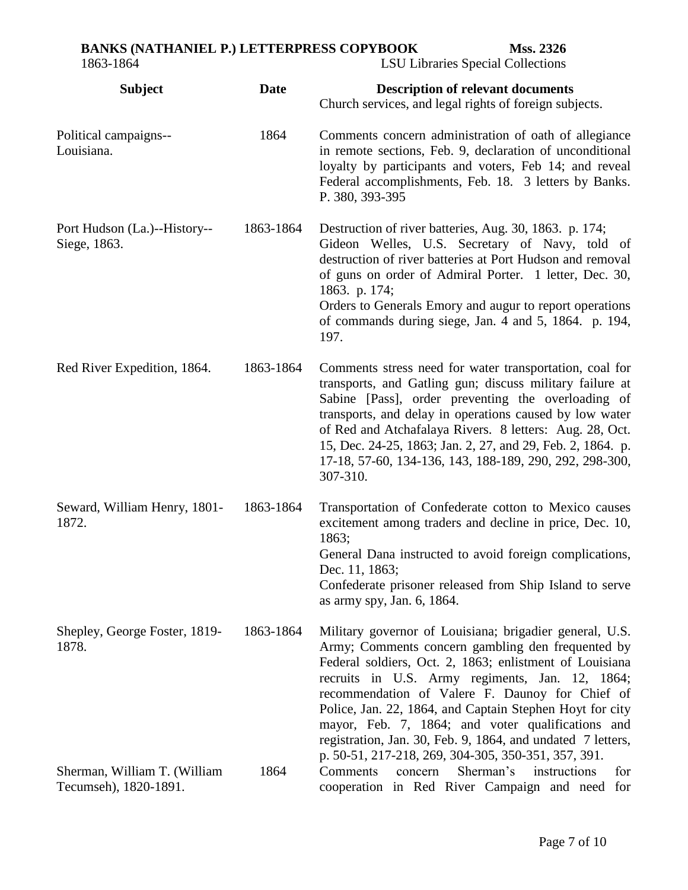| Subject | Date | Description of relevant documents |
| --- | --- | --- |
| | | Church services, and legal rights of foreign subjects. |
| Political campaigns--Louisiana. | 1864 | Comments concern administration of oath of allegiance in remote sections, Feb. 9, declaration of unconditional loyalty by participants and voters, Feb 14; and reveal Federal accomplishments, Feb. 18. 3 letters by Banks. P. 380, 393-395 |
| Port Hudson (La.)--History--Siege, 1863. | 1863-1864 | Destruction of river batteries, Aug. 30, 1863. p. 174; Gideon Welles, U.S. Secretary of Navy, told of destruction of river batteries at Port Hudson and removal of guns on order of Admiral Porter. 1 letter, Dec. 30, 1863. p. 174; Orders to Generals Emory and augur to report operations of commands during siege, Jan. 4 and 5, 1864. p. 194, 197. |
| Red River Expedition, 1864. | 1863-1864 | Comments stress need for water transportation, coal for transports, and Gatling gun; discuss military failure at Sabine [Pass], order preventing the overloading of transports, and delay in operations caused by low water of Red and Atchafalaya Rivers. 8 letters: Aug. 28, Oct. 15, Dec. 24-25, 1863; Jan. 2, 27, and 29, Feb. 2, 1864. p. 17-18, 57-60, 134-136, 143, 188-189, 290, 292, 298-300, 307-310. |
| Seward, William Henry, 1801-1872. | 1863-1864 | Transportation of Confederate cotton to Mexico causes excitement among traders and decline in price, Dec. 10, 1863; General Dana instructed to avoid foreign complications, Dec. 11, 1863; Confederate prisoner released from Ship Island to serve as army spy, Jan. 6, 1864. |
| Shepley, George Foster, 1819-1878. | 1863-1864 | Military governor of Louisiana; brigadier general, U.S. Army; Comments concern gambling den frequented by Federal soldiers, Oct. 2, 1863; enlistment of Louisiana recruits in U.S. Army regiments, Jan. 12, 1864; recommendation of Valere F. Daunoy for Chief of Police, Jan. 22, 1864, and Captain Stephen Hoyt for city mayor, Feb. 7, 1864; and voter qualifications and registration, Jan. 30, Feb. 9, 1864, and undated 7 letters, p. 50-51, 217-218, 269, 304-305, 350-351, 357, 391. |
| Sherman, William T. (William Tecumseh), 1820-1891. | 1864 | Comments concern Sherman's instructions for cooperation in Red River Campaign and need for |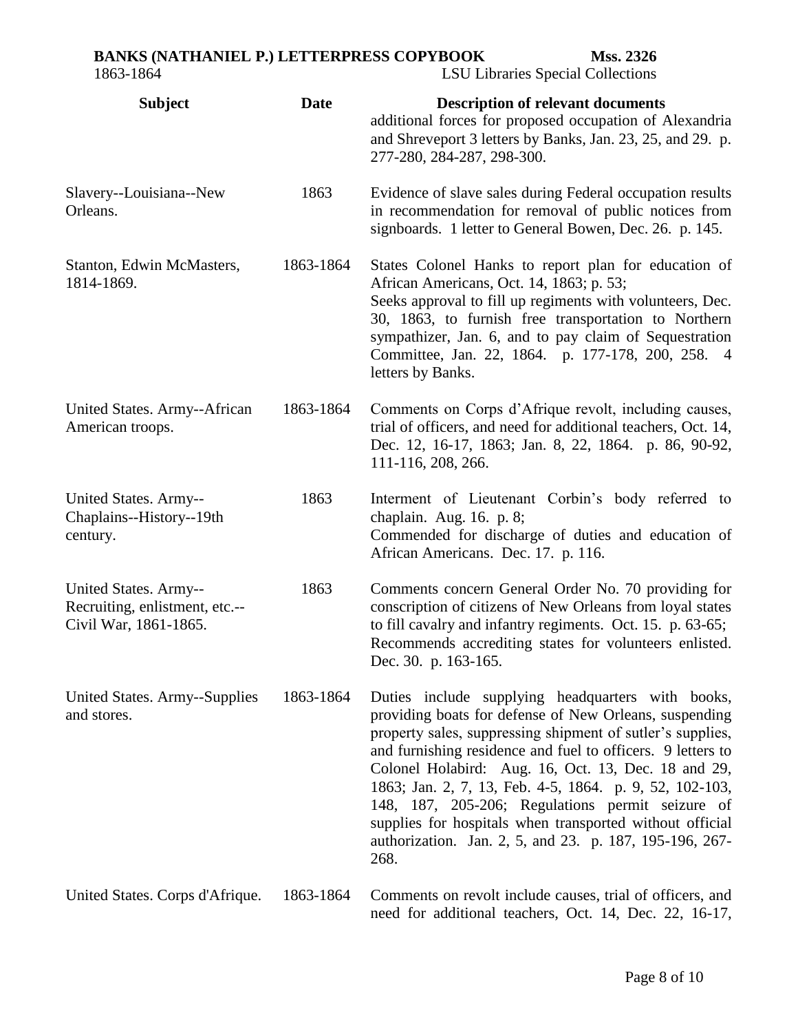| Subject | Date | Description of relevant documents |
| --- | --- | --- |
| | | additional forces for proposed occupation of Alexandria and Shreveport 3 letters by Banks, Jan. 23, 25, and 29. p. 277-280, 284-287, 298-300. |
| Slavery--Louisiana--New Orleans. | 1863 | Evidence of slave sales during Federal occupation results in recommendation for removal of public notices from signboards. 1 letter to General Bowen, Dec. 26. p. 145. |
| Stanton, Edwin McMasters, 1814-1869. | 1863-1864 | States Colonel Hanks to report plan for education of African Americans, Oct. 14, 1863; p. 53; Seeks approval to fill up regiments with volunteers, Dec. 30, 1863, to furnish free transportation to Northern sympathizer, Jan. 6, and to pay claim of Sequestration Committee, Jan. 22, 1864. p. 177-178, 200, 258. 4 letters by Banks. |
| United States. Army--African American troops. | 1863-1864 | Comments on Corps d'Afrique revolt, including causes, trial of officers, and need for additional teachers, Oct. 14, Dec. 12, 16-17, 1863; Jan. 8, 22, 1864. p. 86, 90-92, 111-116, 208, 266. |
| United States. Army--Chaplains--History--19th century. | 1863 | Interment of Lieutenant Corbin's body referred to chaplain. Aug. 16. p. 8; Commended for discharge of duties and education of African Americans. Dec. 17. p. 116. |
| United States. Army--Recruiting, enlistment, etc.--Civil War, 1861-1865. | 1863 | Comments concern General Order No. 70 providing for conscription of citizens of New Orleans from loyal states to fill cavalry and infantry regiments. Oct. 15. p. 63-65; Recommends accrediting states for volunteers enlisted. Dec. 30. p. 163-165. |
| United States. Army--Supplies and stores. | 1863-1864 | Duties include supplying headquarters with books, providing boats for defense of New Orleans, suspending property sales, suppressing shipment of sutler's supplies, and furnishing residence and fuel to officers. 9 letters to Colonel Holabird: Aug. 16, Oct. 13, Dec. 18 and 29, 1863; Jan. 2, 7, 13, Feb. 4-5, 1864. p. 9, 52, 102-103, 148, 187, 205-206; Regulations permit seizure of supplies for hospitals when transported without official authorization. Jan. 2, 5, and 23. p. 187, 195-196, 267-268. |
| United States. Corps d'Afrique. | 1863-1864 | Comments on revolt include causes, trial of officers, and need for additional teachers, Oct. 14, Dec. 22, 16-17, |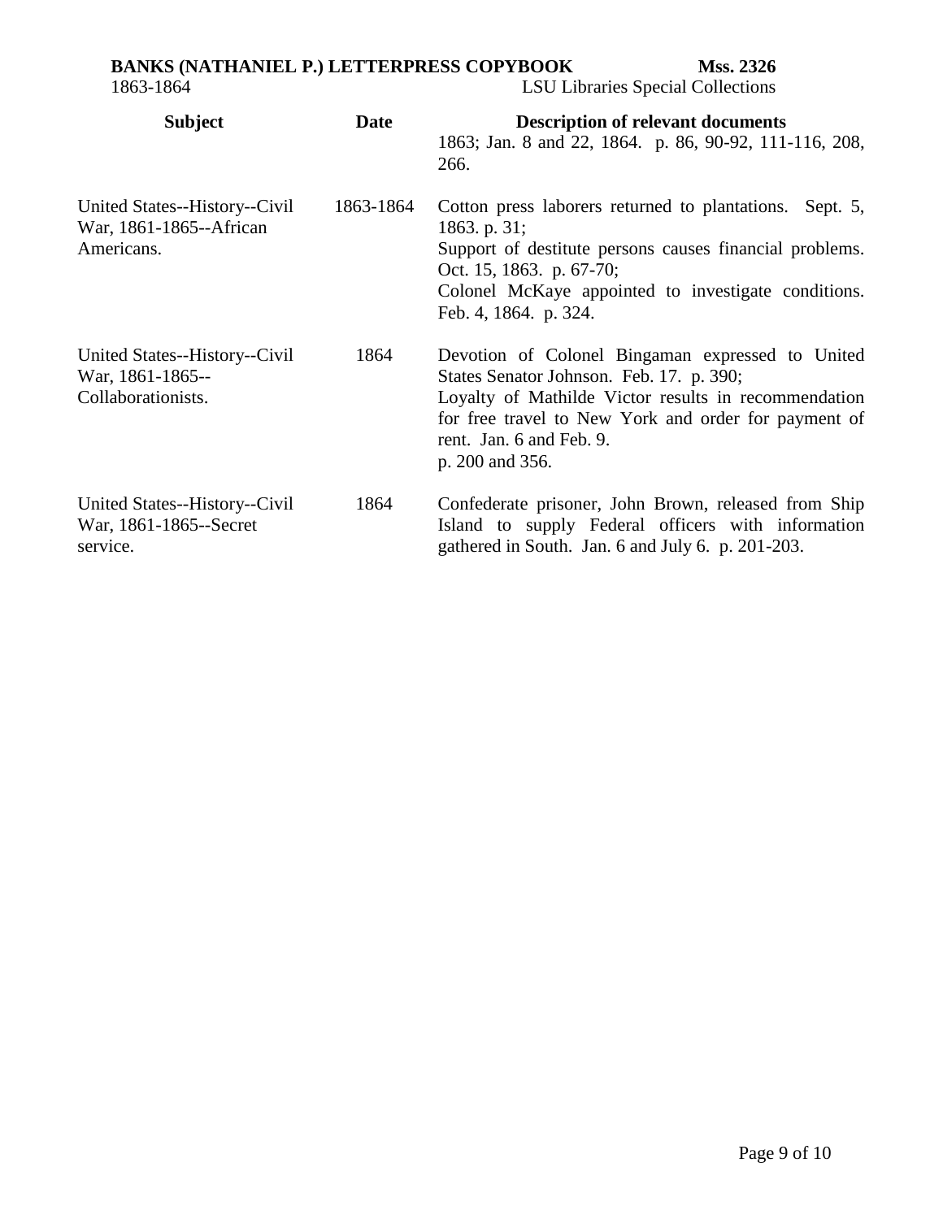| Subject | Date | Description of relevant documents |
| --- | --- | --- |
| | | 1863; Jan. 8 and 22, 1864. p. 86, 90-92, 111-116, 208, 266. |
| United States--History--Civil War, 1861-1865--African Americans. | 1863-1864 | Cotton press laborers returned to plantations. Sept. 5, 1863. p. 31; Support of destitute persons causes financial problems. Oct. 15, 1863. p. 67-70; Colonel McKaye appointed to investigate conditions. Feb. 4, 1864. p. 324. |
| United States--History--Civil War, 1861-1865--Collaborationists. | 1864 | Devotion of Colonel Bingaman expressed to United States Senator Johnson. Feb. 17. p. 390; Loyalty of Mathilde Victor results in recommendation for free travel to New York and order for payment of rent. Jan. 6 and Feb. 9. p. 200 and 356. |
| United States--History--Civil War, 1861-1865--Secret service. | 1864 | Confederate prisoner, John Brown, released from Ship Island to supply Federal officers with information gathered in South. Jan. 6 and July 6. p. 201-203. |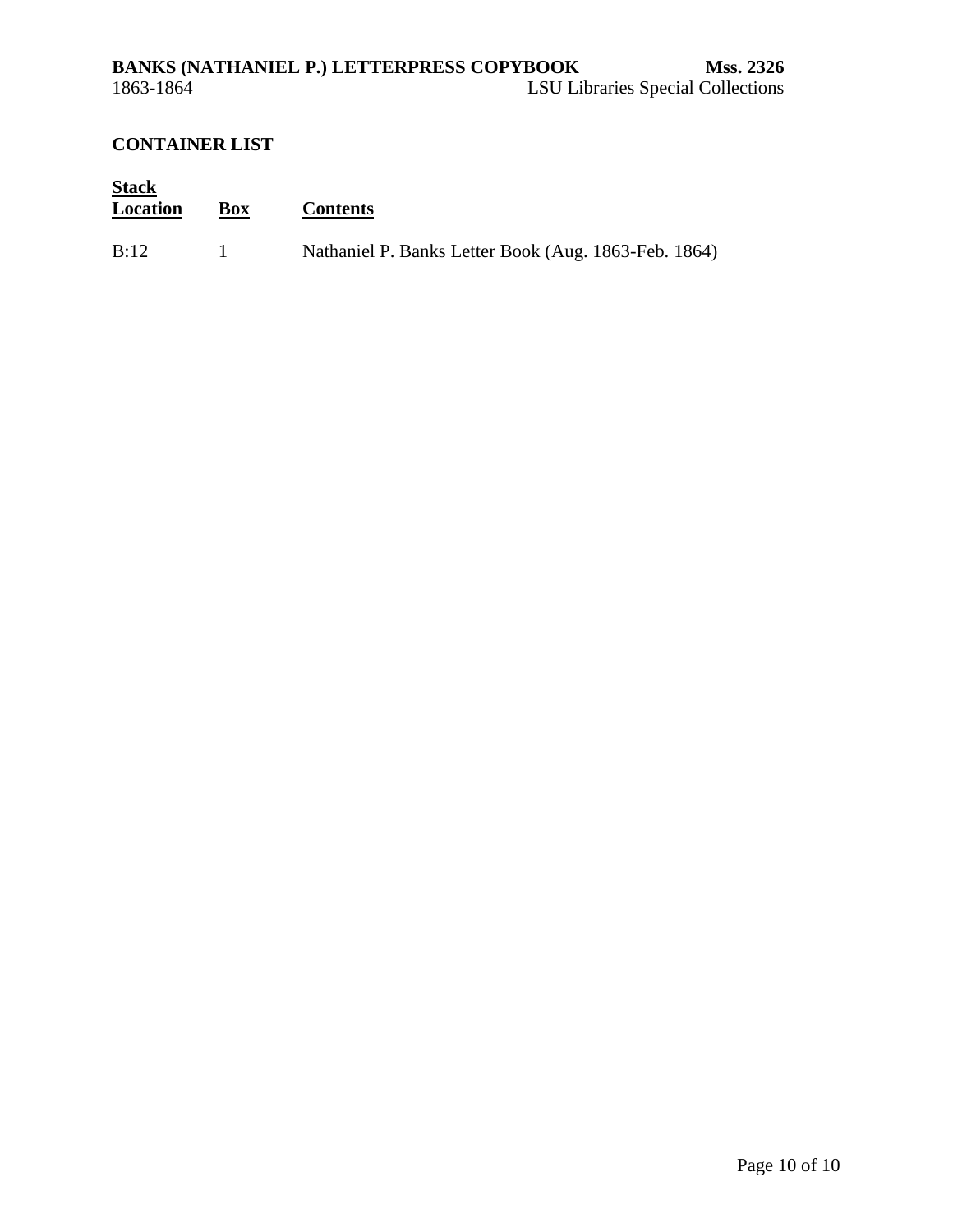## CONTAINER LIST

| Stack Location | Box | Contents |
| --- | --- | --- |
| B:12 | 1 | Nathaniel P. Banks Letter Book (Aug. 1863-Feb. 1864) |